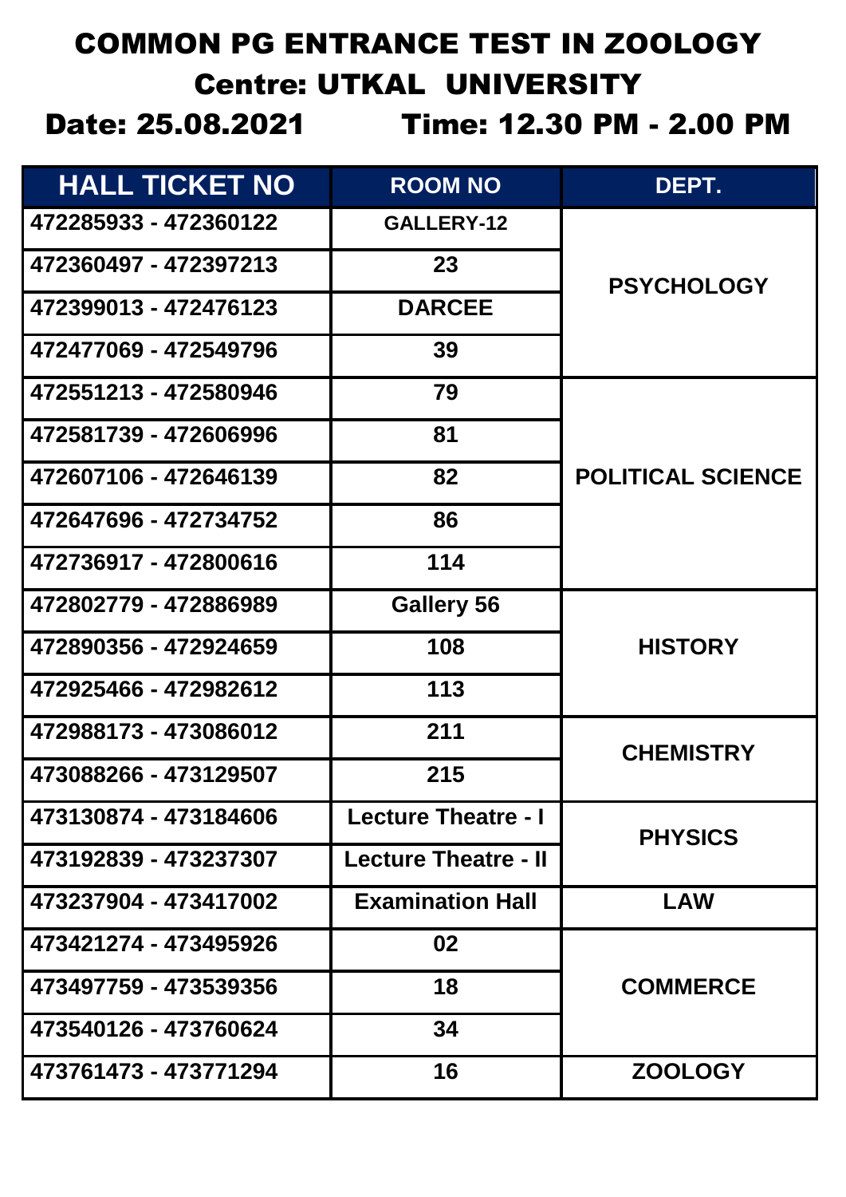# COMMON PG ENTRANCE TEST IN ZOOLOGY

## Centre: UTKAL UNIVERSITY

**Date: 25.08.2021 Time: 12.30 PM - 2.00 PM**

| HALL TICKET NO | ROOM NO | DEPT. |
|---|---|---|
| 472285933 - 472360122 | GALLERY-12 | PSYCHOLOGY |
| 472360497 - 472397213 | 23 | |
| 472399013 - 472476123 | DARCEE | |
| 472477069 - 472549796 | 39 | |
| 472551213 - 472580946 | 79 | POLITICAL SCIENCE |
| 472581739 - 472606996 | 81 | |
| 472607106 - 472646139 | 82 | |
| 472647696 - 472734752 | 86 | |
| 472736917 - 472800616 | 114 | |
| 472802779 - 472886989 | Gallery 56 | HISTORY |
| 472890356 - 472924659 | 108 | |
| 472925466 - 472982612 | 113 | |
| 472988173 - 473086012 | 211 | CHEMISTRY |
| 473088266 - 473129507 | 215 | |
| 473130874 - 473184606 | Lecture Theatre - I | PHYSICS |
| 473192839 - 473237307 | Lecture Theatre - II | |
| 473237904 - 473417002 | Examination Hall | LAW |
| 473421274 - 473495926 | 02 | COMMERCE |
| 473497759 - 473539356 | 18 | |
| 473540126 - 473760624 | 34 | |
| 473761473 - 473771294 | 16 | ZOOLOGY |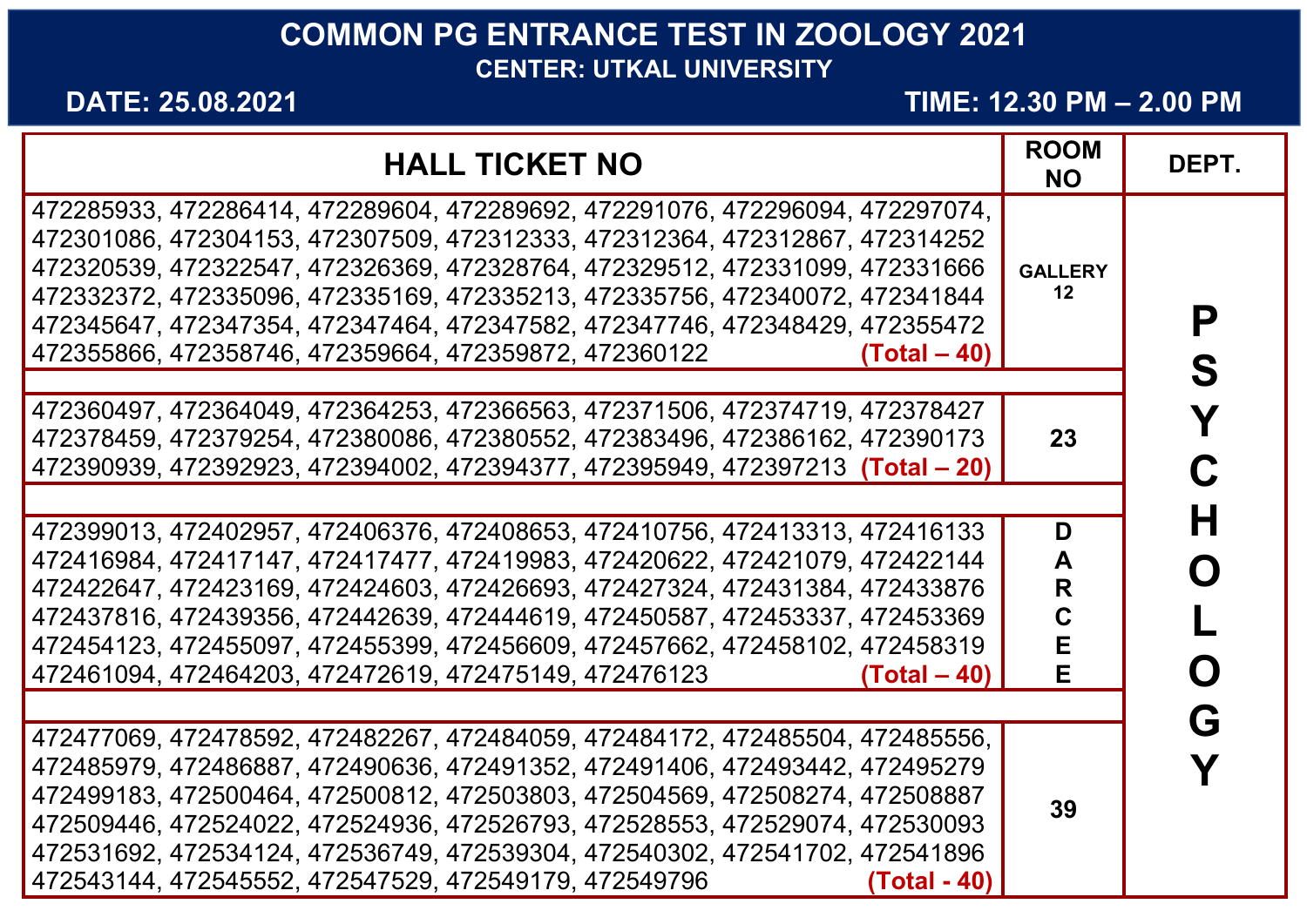# COMMON PG ENTRANCE TEST IN ZOOLOGY 2021

## CENTER: UTKAL UNIVERSITY

**DATE: 25.08.2021** **TIME: 12.30 PM – 2.00 PM**

| HALL TICKET NO | ROOM NO | DEPT. |
|---|---|---|
| 472285933, 472286414, 472289604, 472289692, 472291076, 472296094, 472297074, 472301086, 472304153, 472307509, 472312333, 472312364, 472312867, 472314252 472320539, 472322547, 472326369, 472328764, 472329512, 472331099, 472331666 472332372, 472335096, 472335169, 472335213, 472335756, 472340072, 472341844 472345647, 472347354, 472347464, 472347582, 472347746, 472348429, 472355472 472355866, 472358746, 472359664, 472359872, 472360122 **(Total – 40)** | GALLERY 12 | PSYCHOLOGY |
| 472360497, 472364049, 472364253, 472366563, 472371506, 472374719, 472378427 472378459, 472379254, 472380086, 472380552, 472383496, 472386162, 472390173 472390939, 472392923, 472394002, 472394377, 472395949, 472397213 **(Total – 20)** | 23 | PSYCHOLOGY |
| 472399013, 472402957, 472406376, 472408653, 472410756, 472413313, 472416133 472416984, 472417147, 472417477, 472419983, 472420622, 472421079, 472422144 472422647, 472423169, 472424603, 472426693, 472427324, 472431384, 472433876 472437816, 472439356, 472442639, 472444619, 472450587, 472453337, 472453369 472454123, 472455097, 472455399, 472456609, 472457662, 472458102, 472458319 472461094, 472464203, 472472619, 472475149, 472476123 **(Total – 40)** | DARCEE | PSYCHOLOGY |
| 472477069, 472478592, 472482267, 472484059, 472484172, 472485504, 472485556, 472485979, 472486887, 472490636, 472491352, 472491406, 472493442, 472495279 472499183, 472500464, 472500812, 472503803, 472504569, 472508274, 472508887 472509446, 472524022, 472524936, 472526793, 472528553, 472529074, 472530093 472531692, 472534124, 472536749, 472539304, 472540302, 472541702, 472541896 472543144, 472545552, 472547529, 472549179, 472549796 **(Total - 40)** | 39 | PSYCHOLOGY |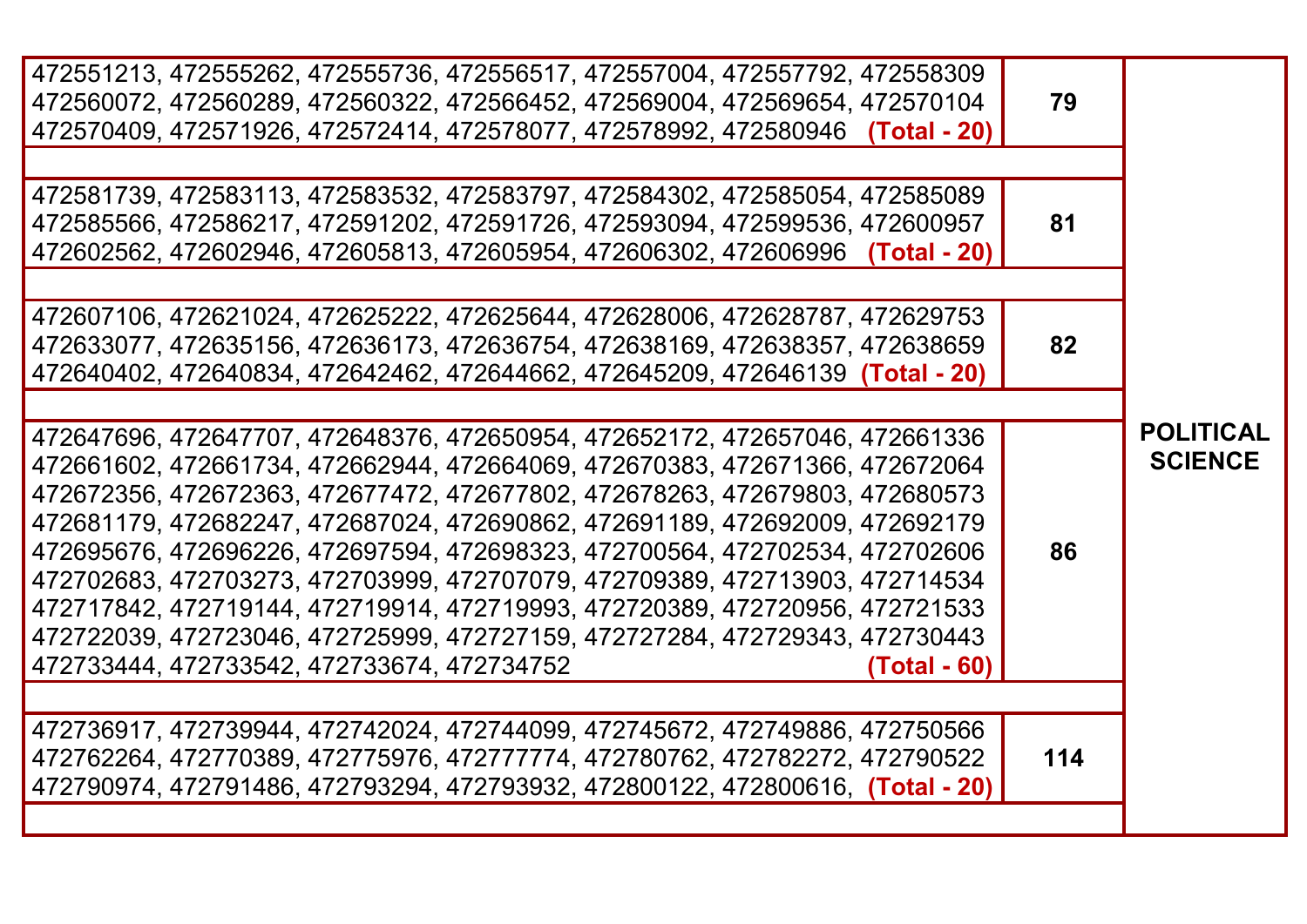| | | |
|---|---|---|
| 472551213, 472555262, 472555736, 472556517, 472557004, 472557792, 472558309 472560072, 472560289, 472560322, 472566452, 472569004, 472569654, 472570104 472570409, 472571926, 472572414, 472578077, 472578992, 472580946 **(Total - 20)** | **79** | **POLITICAL SCIENCE** |
| | | |
| 472581739, 472583113, 472583532, 472583797, 472584302, 472585054, 472585089 472585566, 472586217, 472591202, 472591726, 472593094, 472599536, 472600957 472602562, 472602946, 472605813, 472605954, 472606302, 472606996 **(Total - 20)** | **81** | |
| | | |
| 472607106, 472621024, 472625222, 472625644, 472628006, 472628787, 472629753 472633077, 472635156, 472636173, 472636754, 472638169, 472638357, 472638659 472640402, 472640834, 472642462, 472644662, 472645209, 472646139 **(Total - 20)** | **82** | |
| | | |
| 472647696, 472647707, 472648376, 472650954, 472652172, 472657046, 472661336 472661602, 472661734, 472662944, 472664069, 472670383, 472671366, 472672064 472672356, 472672363, 472677472, 472677802, 472678263, 472679803, 472680573 472681179, 472682247, 472687024, 472690862, 472691189, 472692009, 472692179 472695676, 472696226, 472697594, 472698323, 472700564, 472702534, 472702606 472702683, 472703273, 472703999, 472707079, 472709389, 472713903, 472714534 472717842, 472719144, 472719914, 472719993, 472720389, 472720956, 472721533 472722039, 472723046, 472725999, 472727159, 472727284, 472729343, 472730443 472733444, 472733542, 472733674, 472734752 **(Total - 60)** | **86** | |
| | | |
| 472736917, 472739944, 472742024, 472744099, 472745672, 472749886, 472750566 472762264, 472770389, 472775976, 472777774, 472780762, 472782272, 472790522 472790974, 472791486, 472793294, 472793932, 472800122, 472800616, **(Total - 20)** | **114** | |
| | | |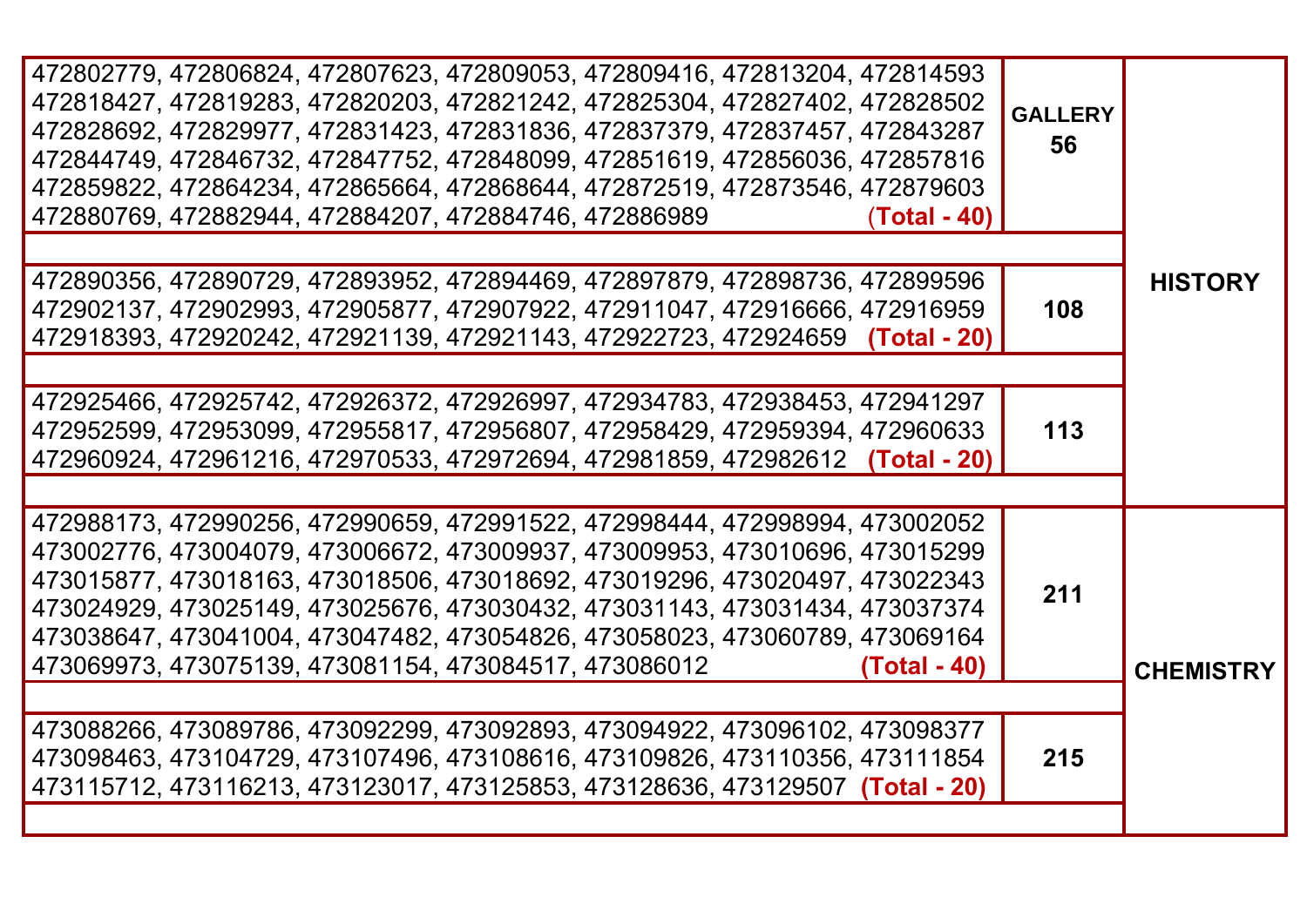| Roll Numbers | Room | Subject |
|---|---|---|
| 472802779, 472806824, 472807623, 472809053, 472809416, 472813204, 472814593 472818427, 472819283, 472820203, 472821242, 472825304, 472827402, 472828502 472828692, 472829977, 472831423, 472831836, 472837379, 472837457, 472843287 472844749, 472846732, 472847752, 472848099, 472851619, 472856036, 472857816 472859822, 472864234, 472865664, 472868644, 472872519, 472873546, 472879603 472880769, 472882944, 472884207, 472884746, 472886989 **(Total - 40)** | **GALLERY 56** | **HISTORY** |
| 472890356, 472890729, 472893952, 472894469, 472897879, 472898736, 472899596 472902137, 472902993, 472905877, 472907922, 472911047, 472916666, 472916959 472918393, 472920242, 472921139, 472921143, 472922723, 472924659 **(Total - 20)** | **108** | **HISTORY** |
| 472925466, 472925742, 472926372, 472926997, 472934783, 472938453, 472941297 472952599, 472953099, 472955817, 472956807, 472958429, 472959394, 472960633 472960924, 472961216, 472970533, 472972694, 472981859, 472982612 **(Total - 20)** | **113** | **HISTORY** |
| 472988173, 472990256, 472990659, 472991522, 472998444, 472998994, 473002052 473002776, 473004079, 473006672, 473009937, 473009953, 473010696, 473015299 473015877, 473018163, 473018506, 473018692, 473019296, 473020497, 473022343 473024929, 473025149, 473025676, 473030432, 473031143, 473031434, 473037374 473038647, 473041004, 473047482, 473054826, 473058023, 473060789, 473069164 473069973, 473075139, 473081154, 473084517, 473086012 **(Total - 40)** | **211** | **CHEMISTRY** |
| 473088266, 473089786, 473092299, 473092893, 473094922, 473096102, 473098377 473098463, 473104729, 473107496, 473108616, 473109826, 473110356, 473111854 473115712, 473116213, 473123017, 473125853, 473128636, 473129507 **(Total - 20)** | **215** | **CHEMISTRY** |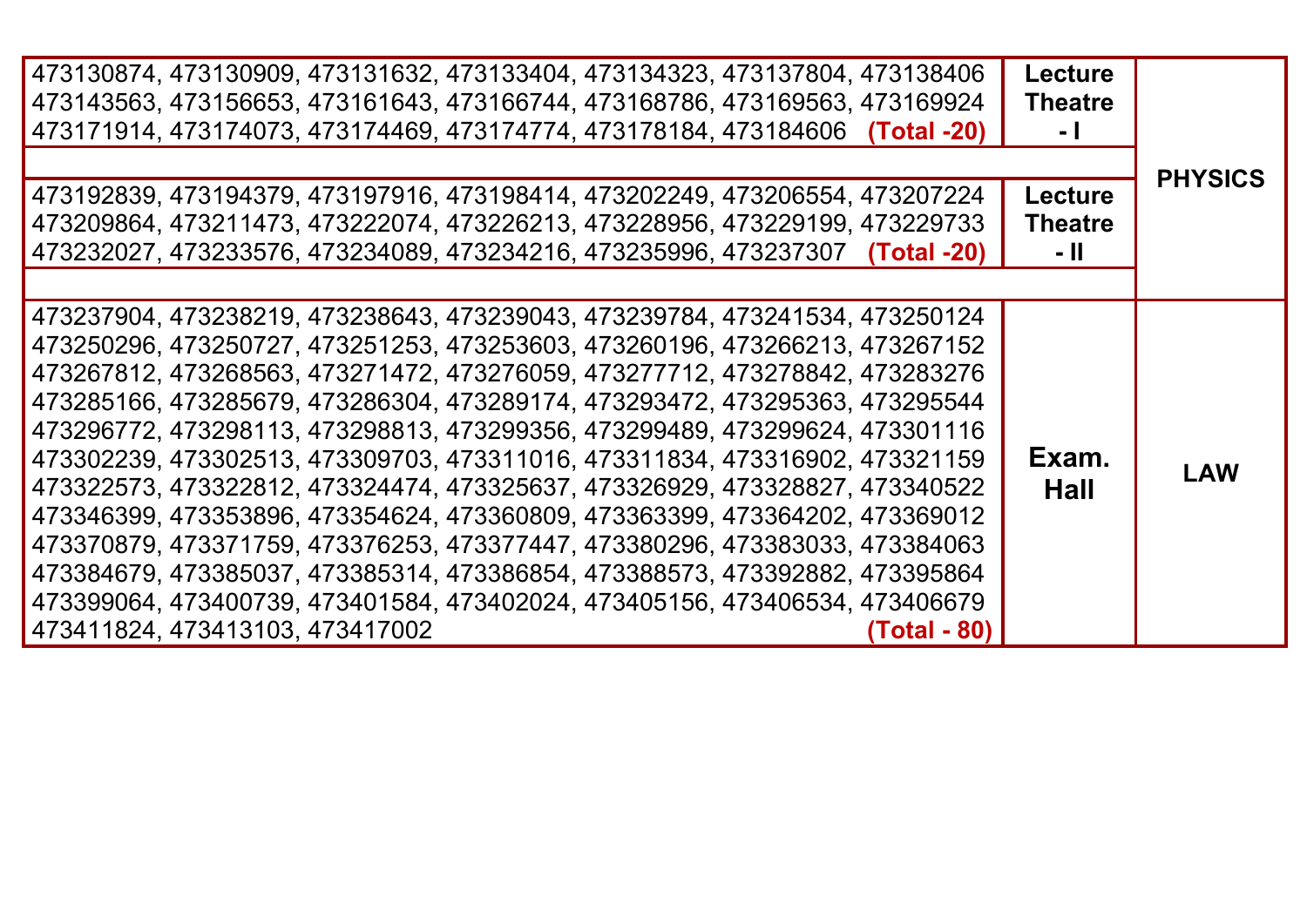| Roll Numbers | Venue | Subject |
|---|---|---|
| 473130874, 473130909, 473131632, 473133404, 473134323, 473137804, 473138406 473143563, 473156653, 473161643, 473166744, 473168786, 473169563, 473169924 473171914, 473174073, 473174469, 473174774, 473178184, 473184606 **(Total -20)** | **Lecture Theatre - I** | **PHYSICS** |
| | | |
| 473192839, 473194379, 473197916, 473198414, 473202249, 473206554, 473207224 473209864, 473211473, 473222074, 473226213, 473228956, 473229199, 473229733 473232027, 473233576, 473234089, 473234216, 473235996, 473237307 **(Total -20)** | **Lecture Theatre - II** | |
| | | |
| 473237904, 473238219, 473238643, 473239043, 473239784, 473241534, 473250124 473250296, 473250727, 473251253, 473253603, 473260196, 473266213, 473267152 473267812, 473268563, 473271472, 473276059, 473277712, 473278842, 473283276 473285166, 473285679, 473286304, 473289174, 473293472, 473295363, 473295544 473296772, 473298113, 473298813, 473299356, 473299489, 473299624, 473301116 473302239, 473302513, 473309703, 473311016, 473311834, 473316902, 473321159 473322573, 473322812, 473324474, 473325637, 473326929, 473328827, 473340522 473346399, 473353896, 473354624, 473360809, 473363399, 473364202, 473369012 473370879, 473371759, 473376253, 473377447, 473380296, 473383033, 473384063 473384679, 473385037, 473385314, 473386854, 473388573, 473392882, 473395864 473399064, 473400739, 473401584, 473402024, 473405156, 473406534, 473406679 473411824, 473413103, 473417002 **(Total - 80)** | **Exam. Hall** | **LAW** |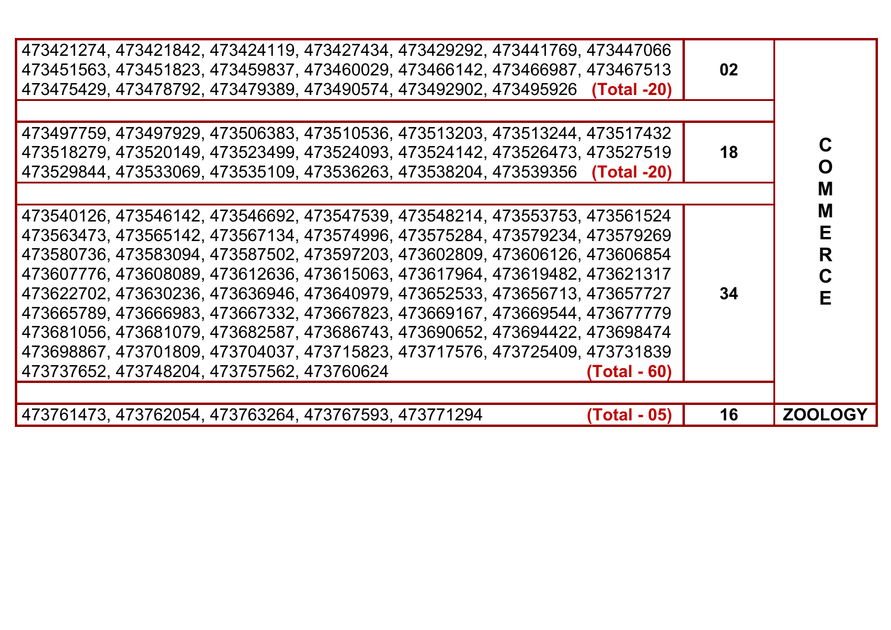| | | |
|---|---|---|
| 473421274, 473421842, 473424119, 473427434, 473429292, 473441769, 473447066 473451563, 473451823, 473459837, 473460029, 473466142, 473466987, 473467513 473475429, 473478792, 473479389, 473490574, 473492902, 473495926 **(Total -20)** | **02** | **COMMERCE** |
| | | |
| 473497759, 473497929, 473506383, 473510536, 473513203, 473513244, 473517432 473518279, 473520149, 473523499, 473524093, 473524142, 473526473, 473527519 473529844, 473533069, 473535109, 473536263, 473538204, 473539356 **(Total -20)** | **18** | |
| | | |
| 473540126, 473546142, 473546692, 473547539, 473548214, 473553753, 473561524 473563473, 473565142, 473567134, 473574996, 473575284, 473579234, 473579269 473580736, 473583094, 473587502, 473597203, 473602809, 473606126, 473606854 473607776, 473608089, 473612636, 473615063, 473617964, 473619482, 473621317 473622702, 473630236, 473636946, 473640979, 473652533, 473656713, 473657727 473665789, 473666983, 473667332, 473667823, 473669167, 473669544, 473677779 473681056, 473681079, 473682587, 473686743, 473690652, 473694422, 473698474 473698867, 473701809, 473704037, 473715823, 473717576, 473725409, 473731839 473737652, 473748204, 473757562, 473760624 **(Total - 60)** | **34** | |
| | | |
| 473761473, 473762054, 473763264, 473767593, 473771294 **(Total - 05)** | **16** | **ZOOLOGY** |